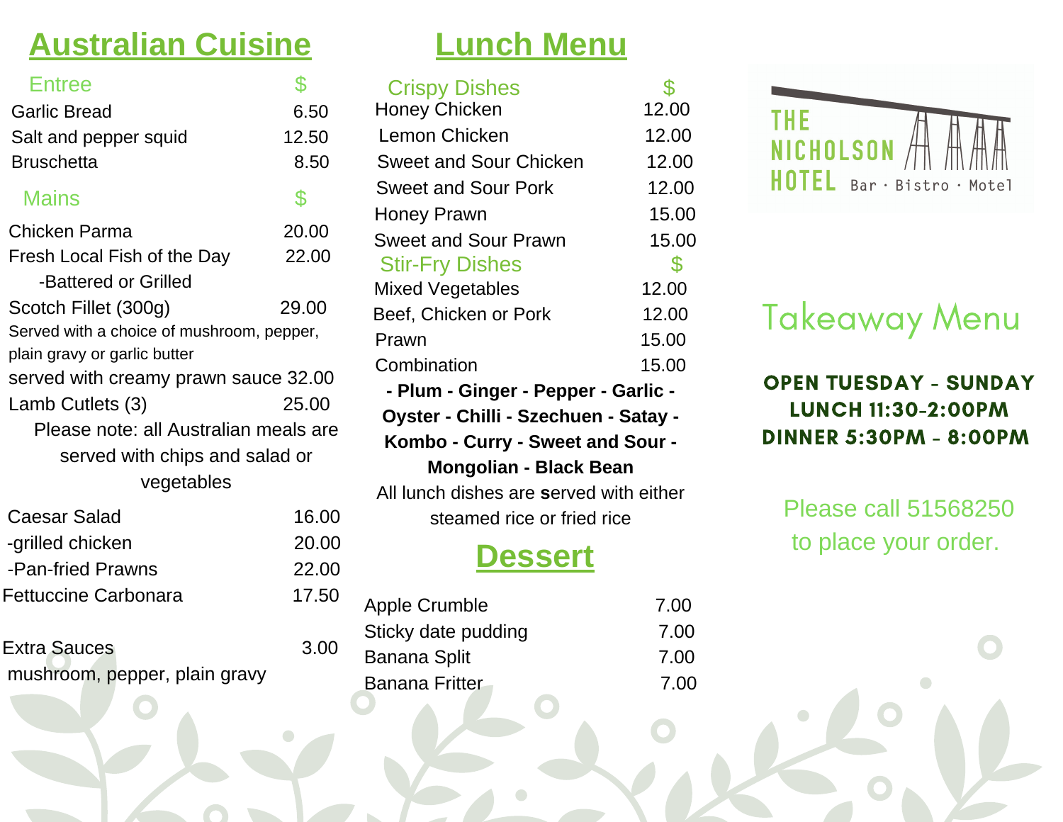# Australian Cuisine

| Entree | $ |
| --- | --- |
| Garlic Bread | 6.50 |
| Salt and pepper squid | 12.50 |
| Bruschetta | 8.50 |

| Mains | $ |
| --- | --- |
| Chicken Parma | 20.00 |
| Fresh Local Fish of the Day -Battered or Grilled | 22.00 |
| Scotch Fillet (300g) Served with a choice of mushroom, pepper, plain gravy or garlic butter | 29.00 |
| served with creamy prawn sauce | 32.00 |
| Lamb Cutlets (3) | 25.00 |

Please note: all Australian meals are served with chips and salad or vegetables

| | |
| --- | --- |
| Caesar Salad | 16.00 |
| -grilled chicken | 20.00 |
| -Pan-fried Prawns | 22.00 |
| Fettuccine Carbonara | 17.50 |

| | |
| --- | --- |
| Extra Sauces mushroom, pepper, plain gravy | 3.00 |

# Lunch Menu

| Crispy Dishes | $ |
| --- | --- |
| Honey Chicken | 12.00 |
| Lemon Chicken | 12.00 |
| Sweet and Sour Chicken | 12.00 |
| Sweet and Sour Pork | 12.00 |
| Honey Prawn | 15.00 |
| Sweet and Sour Prawn | 15.00 |

| Stir-Fry Dishes | $ |
| --- | --- |
| Mixed Vegetables | 12.00 |
| Beef, Chicken or Pork | 12.00 |
| Prawn | 15.00 |
| Combination | 15.00 |

**- Plum - Ginger - Pepper - Garlic - Oyster - Chilli - Szechuen - Satay - Kombo - Curry - Sweet and Sour - Mongolian - Black Bean**

All lunch dishes are served with either steamed rice or fried rice

# Dessert

| | |
| --- | --- |
| Apple Crumble | 7.00 |
| Sticky date pudding | 7.00 |
| Banana Split | 7.00 |
| Banana Fritter | 7.00 |

THE NICHOLSON HOTEL Bar · Bistro · Motel

## Takeaway Menu

**OPEN TUESDAY - SUNDAY**
**LUNCH 11:30-2:00PM**
**DINNER 5:30PM - 8:00PM**

Please call 51568250 to place your order.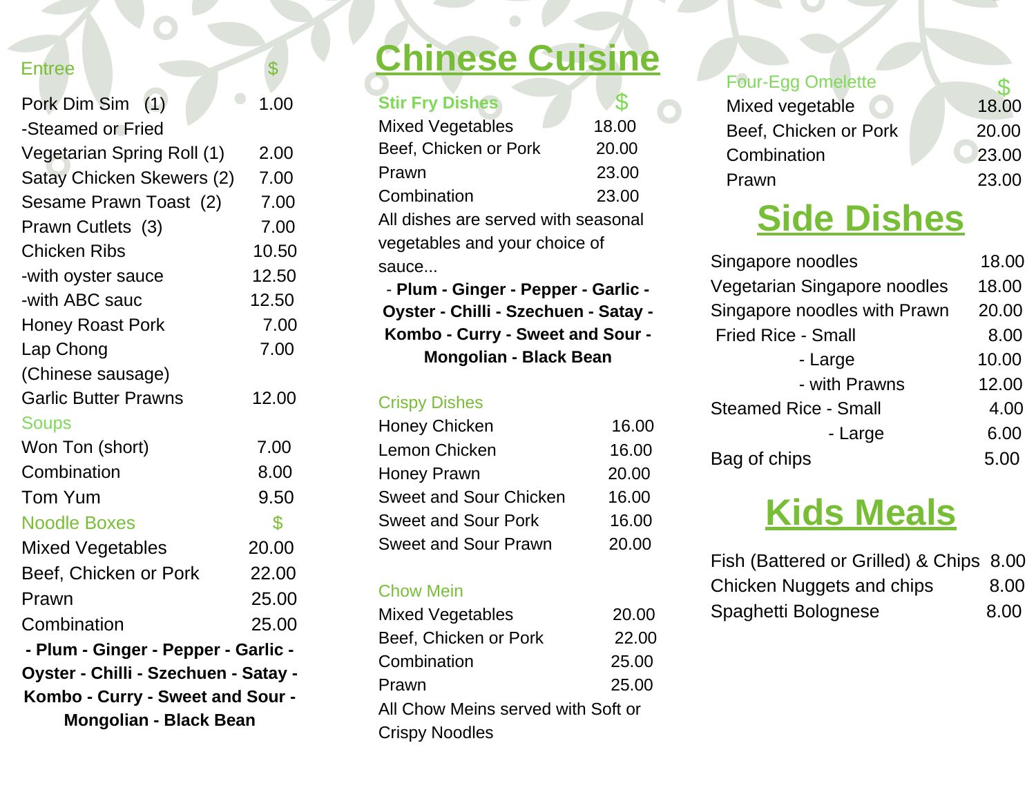## Entree

| Entree | $ |
|---|---|
| Pork Dim Sim (1) | 1.00 |
| -Steamed or Fried | |
| Vegetarian Spring Roll (1) | 2.00 |
| Satay Chicken Skewers (2) | 7.00 |
| Sesame Prawn Toast (2) | 7.00 |
| Prawn Cutlets (3) | 7.00 |
| Chicken Ribs | 10.50 |
| -with oyster sauce | 12.50 |
| -with ABC sauc | 12.50 |
| Honey Roast Pork | 7.00 |
| Lap Chong (Chinese sausage) | 7.00 |
| Garlic Butter Prawns | 12.00 |

## Soups

| | |
|---|---|
| Won Ton (short) | 7.00 |
| Combination | 8.00 |
| Tom Yum | 9.50 |

## Noodle Boxes

| Noodle Boxes | $ |
|---|---|
| Mixed Vegetables | 20.00 |
| Beef, Chicken or Pork | 22.00 |
| Prawn | 25.00 |
| Combination | 25.00 |

**- Plum - Ginger - Pepper - Garlic - Oyster - Chilli - Szechuen - Satay - Kombo - Curry - Sweet and Sour - Mongolian - Black Bean**

# Chinese Cuisine

## Stir Fry Dishes

| Stir Fry Dishes | $ |
|---|---|
| Mixed Vegetables | 18.00 |
| Beef, Chicken or Pork | 20.00 |
| Prawn | 23.00 |
| Combination | 23.00 |

All dishes are served with seasonal vegetables and your choice of sauce...

- **Plum - Ginger - Pepper - Garlic - Oyster - Chilli - Szechuen - Satay - Kombo - Curry - Sweet and Sour - Mongolian - Black Bean**

## Crispy Dishes

| | |
|---|---|
| Honey Chicken | 16.00 |
| Lemon Chicken | 16.00 |
| Honey Prawn | 20.00 |
| Sweet and Sour Chicken | 16.00 |
| Sweet and Sour Pork | 16.00 |
| Sweet and Sour Prawn | 20.00 |

## Chow Mein

| | |
|---|---|
| Mixed Vegetables | 20.00 |
| Beef, Chicken or Pork | 22.00 |
| Combination | 25.00 |
| Prawn | 25.00 |

All Chow Meins served with Soft or Crispy Noodles

## Four-Egg Omelette

| Four-Egg Omelette | $ |
|---|---|
| Mixed vegetable | 18.00 |
| Beef, Chicken or Pork | 20.00 |
| Combination | 23.00 |
| Prawn | 23.00 |

# Side Dishes

| | |
|---|---|
| Singapore noodles | 18.00 |
| Vegetarian Singapore noodles | 18.00 |
| Singapore noodles with Prawn | 20.00 |
| Fried Rice - Small | 8.00 |
| - Large | 10.00 |
| - with Prawns | 12.00 |
| Steamed Rice - Small | 4.00 |
| - Large | 6.00 |
| Bag of chips | 5.00 |

# Kids Meals

| | |
|---|---|
| Fish (Battered or Grilled) & Chips | 8.00 |
| Chicken Nuggets and chips | 8.00 |
| Spaghetti Bolognese | 8.00 |